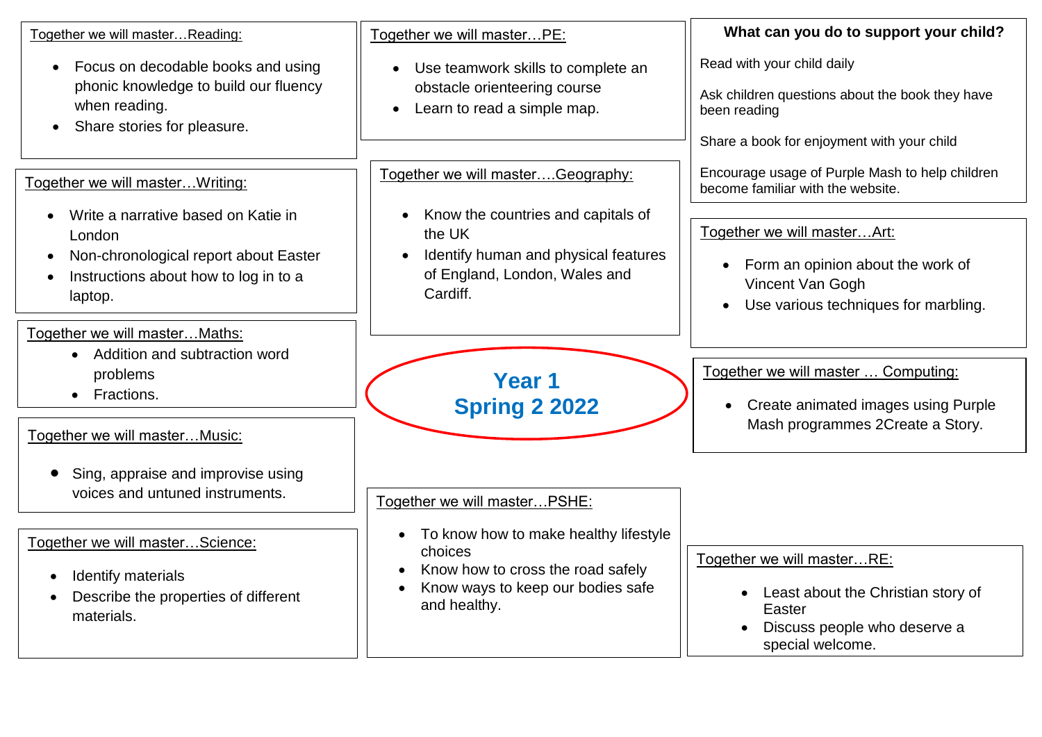# Year 1
# Spring 2 2022

## Together we will master…Reading:

- Focus on decodable books and using phonic knowledge to build our fluency when reading.
- Share stories for pleasure.

## Together we will master…Writing:

- Write a narrative based on Katie in London
- Non-chronological report about Easter
- Instructions about how to log in to a laptop.

## Together we will master…Maths:

- Addition and subtraction word problems
- Fractions.

## Together we will master…Music:

- Sing, appraise and improvise using voices and untuned instruments.

## Together we will master…Science:

- Identify materials
- Describe the properties of different materials.

## Together we will master…PE:

- Use teamwork skills to complete an obstacle orienteering course
- Learn to read a simple map.

## Together we will master….Geography:

- Know the countries and capitals of the UK
- Identify human and physical features of England, London, Wales and Cardiff.

## Together we will master…PSHE:

- To know how to make healthy lifestyle choices
- Know how to cross the road safely
- Know ways to keep our bodies safe and healthy.

## What can you do to support your child?

Read with your child daily

Ask children questions about the book they have been reading

Share a book for enjoyment with your child

Encourage usage of Purple Mash to help children become familiar with the website.

## Together we will master…Art:

- Form an opinion about the work of Vincent Van Gogh
- Use various techniques for marbling.

## Together we will master … Computing:

- Create animated images using Purple Mash programmes 2Create a Story.

## Together we will master…RE:

- Least about the Christian story of Easter
- Discuss people who deserve a special welcome.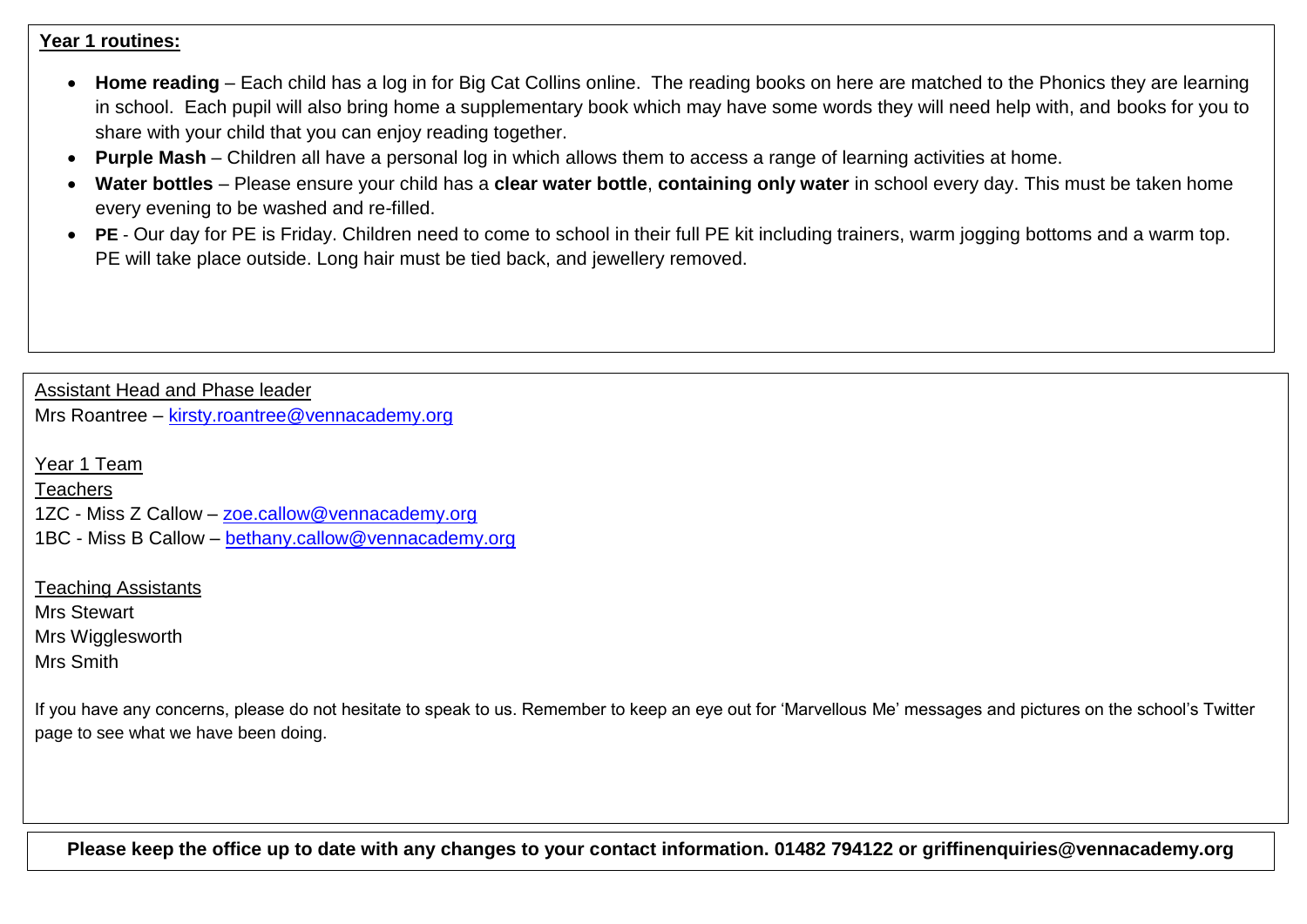**Year 1 routines:**

- **Home reading** – Each child has a log in for Big Cat Collins online. The reading books on here are matched to the Phonics they are learning in school. Each pupil will also bring home a supplementary book which may have some words they will need help with, and books for you to share with your child that you can enjoy reading together.
- **Purple Mash** – Children all have a personal log in which allows them to access a range of learning activities at home.
- **Water bottles** – Please ensure your child has a **clear water bottle**, **containing only water** in school every day. This must be taken home every evening to be washed and re-filled.
- **PE** - Our day for PE is Friday. Children need to come to school in their full PE kit including trainers, warm jogging bottoms and a warm top. PE will take place outside. Long hair must be tied back, and jewellery removed.

Assistant Head and Phase leader
Mrs Roantree – kirsty.roantree@vennacademy.org

Year 1 Team
Teachers
1ZC - Miss Z Callow – zoe.callow@vennacademy.org
1BC - Miss B Callow – bethany.callow@vennacademy.org

Teaching Assistants
Mrs Stewart
Mrs Wigglesworth
Mrs Smith

If you have any concerns, please do not hesitate to speak to us. Remember to keep an eye out for 'Marvellous Me' messages and pictures on the school's Twitter page to see what we have been doing.

**Please keep the office up to date with any changes to your contact information. 01482 794122 or griffinenquiries@vennacademy.org**